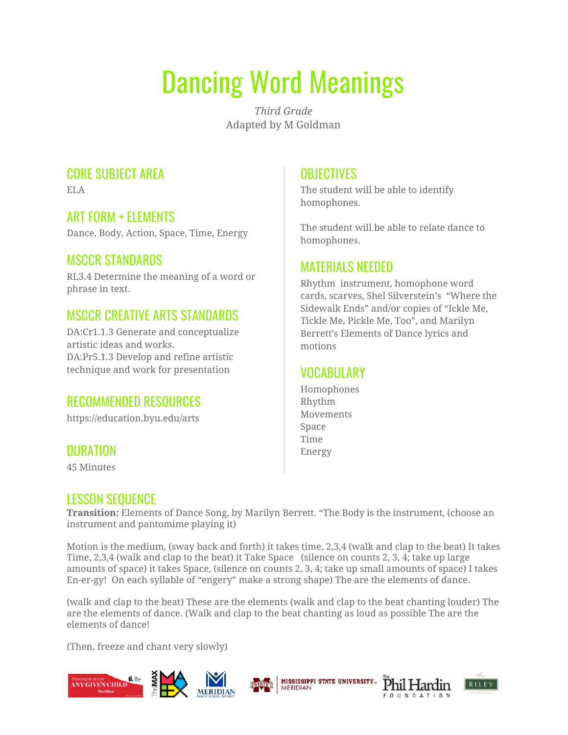# Dancing Word Meanings

*Third Grade*
Adapted by M Goldman

## CORE SUBJECT AREA

ELA

## ART FORM + ELEMENTS

Dance, Body, Action, Space, Time, Energy

## MSCCR STANDARDS

RL3.4 Determine the meaning of a word or phrase in text.

## MSCCR CREATIVE ARTS STANDARDS

DA:Cr1.1.3 Generate and conceptualize artistic ideas and works.
DA:Pr5.1.3 Develop and refine artistic technique and work for presentation

## RECOMMENDED RESOURCES

https://education.byu.edu/arts

## DURATION

45 Minutes

## OBJECTIVES

The student will be able to identify homophones.

The student will be able to relate dance to homophones.

## MATERIALS NEEDED

Rhythm instrument, homophone word cards, scarves, Shel Silverstein's "Where the Sidewalk Ends" and/or copies of "Ickle Me, Tickle Me, Pickle Me, Too", and Marilyn Berrett's Elements of Dance lyrics and motions

## VOCABULARY

Homophones
Rhythm
Movements
Space
Time
Energy

## LESSON SEQUENCE

**Transition:** Elements of Dance Song, by Marilyn Berrett. "The Body is the instrument, (choose an instrument and pantomime playing it)

Motion is the medium, (sway back and forth) it takes time, 2,3,4 (walk and clap to the beat) It takes Time, 2,3,4 (walk and clap to the beat) it Take Space (silence on counts 2, 3, 4; take up large amounts of space) it takes Space, (silence on counts 2, 3, 4; take up small amounts of space) I takes En-er-gy! On each syllable of "engery" make a strong shape) The are the elements of dance.

(walk and clap to the beat) These are the elements (walk and clap to the beat chanting louder) The are the elements of dance. (Walk and clap to the beat chanting as loud as possible The are the elements of dance!

(Then, freeze and chant very slowly)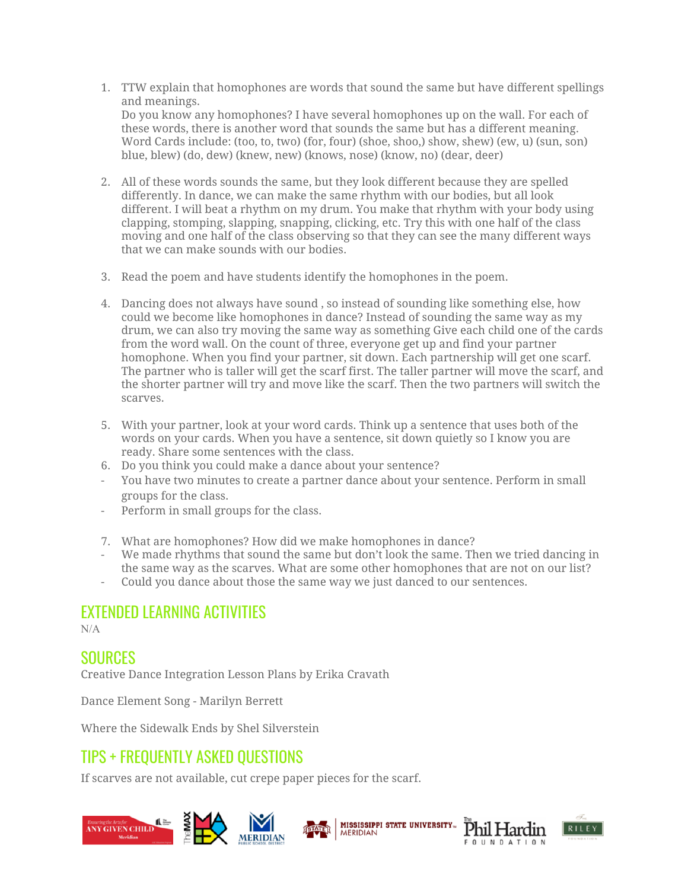1. TTW explain that homophones are words that sound the same but have different spellings and meanings.
   Do you know any homophones? I have several homophones up on the wall. For each of these words, there is another word that sounds the same but has a different meaning. Word Cards include: (too, to, two) (for, four) (shoe, shoo,) show, shew) (ew, u) (sun, son) blue, blew) (do, dew) (knew, new) (knows, nose) (know, no) (dear, deer)

2. All of these words sounds the same, but they look different because they are spelled differently. In dance, we can make the same rhythm with our bodies, but all look different. I will beat a rhythm on my drum. You make that rhythm with your body using clapping, stomping, slapping, snapping, clicking, etc. Try this with one half of the class moving and one half of the class observing so that they can see the many different ways that we can make sounds with our bodies.

3. Read the poem and have students identify the homophones in the poem.

4. Dancing does not always have sound , so instead of sounding like something else, how could we become like homophones in dance? Instead of sounding the same way as my drum, we can also try moving the same way as something Give each child one of the cards from the word wall. On the count of three, everyone get up and find your partner homophone. When you find your partner, sit down. Each partnership will get one scarf. The partner who is taller will get the scarf first. The taller partner will move the scarf, and the shorter partner will try and move like the scarf. Then the two partners will switch the scarves.

5. With your partner, look at your word cards. Think up a sentence that uses both of the words on your cards. When you have a sentence, sit down quietly so I know you are ready. Share some sentences with the class.
6. Do you think you could make a dance about your sentence?

- You have two minutes to create a partner dance about your sentence. Perform in small groups for the class.
- Perform in small groups for the class.

7. What are homophones? How did we make homophones in dance?

- We made rhythms that sound the same but don't look the same. Then we tried dancing in the same way as the scarves. What are some other homophones that are not on our list?
- Could you dance about those the same way we just danced to our sentences.

## EXTENDED LEARNING ACTIVITIES

N/A

## SOURCES

Creative Dance Integration Lesson Plans by Erika Cravath

Dance Element Song - Marilyn Berrett

Where the Sidewalk Ends by Shel Silverstein

## TIPS + FREQUENTLY ASKED QUESTIONS

If scarves are not available, cut crepe paper pieces for the scarf.